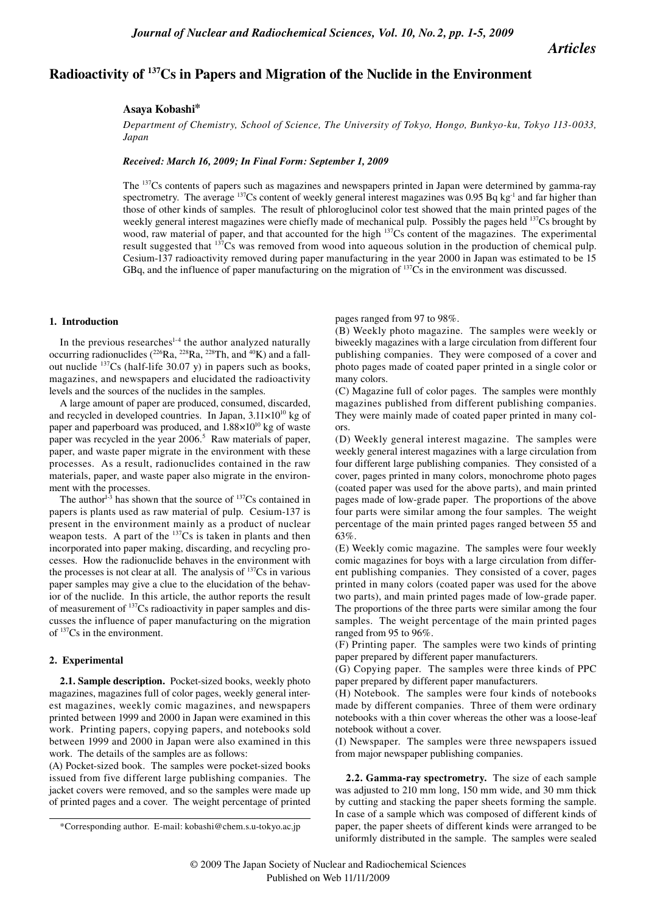*Articles*

# Radioactivity of $^{137}Cs$ in Papers and Migration of the Nuclide in the Environment

**Asaya Kobashi***

*Department of Chemistry, School of Science, The University of Tokyo, Hongo, Bunkyo-ku, Tokyo 113-0033, Japan*

***Received: March 16, 2009; In Final Form: September 1, 2009***

The $^{137}Cs$ contents of papers such as magazines and newspapers printed in Japan were determined by gamma-ray spectrometry. The average $^{137}Cs$ content of weekly general interest magazines was 0.95 Bq $kg^{-1}$ and far higher than those of other kinds of samples. The result of phloroglucinol color test showed that the main printed pages of the weekly general interest magazines were chiefly made of mechanical pulp. Possibly the pages held $^{137}Cs$ brought by wood, raw material of paper, and that accounted for the high $^{137}Cs$ content of the magazines. The experimental result suggested that $^{137}Cs$ was removed from wood into aqueous solution in the production of chemical pulp. Cesium-137 radioactivity removed during paper manufacturing in the year 2000 in Japan was estimated to be 15 GBq, and the influence of paper manufacturing on the migration of $^{137}Cs$ in the environment was discussed.

## 1. Introduction

In the previous researches[1-4] the author analyzed naturally occurring radionuclides ($^{226}Ra$, $^{228}Ra$, $^{228}Th$, and $^{40}K$) and a fallout nuclide $^{137}Cs$ (half-life 30.07 y) in papers such as books, magazines, and newspapers and elucidated the radioactivity levels and the sources of the nuclides in the samples.

A large amount of paper are produced, consumed, discarded, and recycled in developed countries. In Japan, $3.11\times10^{10}$ kg of paper and paperboard was produced, and $1.88\times10^{10}$ kg of waste paper was recycled in the year 2006.[5] Raw materials of paper, paper, and waste paper migrate in the environment with these processes. As a result, radionuclides contained in the raw materials, paper, and waste paper also migrate in the environment with the processes.

The author[1-3] has shown that the source of $^{137}Cs$ contained in papers is plants used as raw material of pulp. Cesium-137 is present in the environment mainly as a product of nuclear weapon tests. A part of the $^{137}Cs$ is taken in plants and then incorporated into paper making, discarding, and recycling processes. How the radionuclide behaves in the environment with the processes is not clear at all. The analysis of $^{137}Cs$ in various paper samples may give a clue to the elucidation of the behavior of the nuclide. In this article, the author reports the result of measurement of $^{137}Cs$ radioactivity in paper samples and discusses the influence of paper manufacturing on the migration of $^{137}Cs$ in the environment.

## 2. Experimental

**2.1. Sample description.** Pocket-sized books, weekly photo magazines, magazines full of color pages, weekly general interest magazines, weekly comic magazines, and newspapers printed between 1999 and 2000 in Japan were examined in this work. Printing papers, copying papers, and notebooks sold between 1999 and 2000 in Japan were also examined in this work. The details of the samples are as follows:

(A) Pocket-sized book. The samples were pocket-sized books issued from five different large publishing companies. The jacket covers were removed, and so the samples were made up of printed pages and a cover. The weight percentage of printed pages ranged from 97 to 98%.

(B) Weekly photo magazine. The samples were weekly or biweekly magazines with a large circulation from different four publishing companies. They were composed of a cover and photo pages made of coated paper printed in a single color or many colors.

(C) Magazine full of color pages. The samples were monthly magazines published from different publishing companies. They were mainly made of coated paper printed in many colors.

(D) Weekly general interest magazine. The samples were weekly general interest magazines with a large circulation from four different large publishing companies. They consisted of a cover, pages printed in many colors, monochrome photo pages (coated paper was used for the above parts), and main printed pages made of low-grade paper. The proportions of the above four parts were similar among the four samples. The weight percentage of the main printed pages ranged between 55 and 63%.

(E) Weekly comic magazine. The samples were four weekly comic magazines for boys with a large circulation from different publishing companies. They consisted of a cover, pages printed in many colors (coated paper was used for the above two parts), and main printed pages made of low-grade paper. The proportions of the three parts were similar among the four samples. The weight percentage of the main printed pages ranged from 95 to 96%.

(F) Printing paper. The samples were two kinds of printing paper prepared by different paper manufacturers.

(G) Copying paper. The samples were three kinds of PPC paper prepared by different paper manufacturers.

(H) Notebook. The samples were four kinds of notebooks made by different companies. Three of them were ordinary notebooks with a thin cover whereas the other was a loose-leaf notebook without a cover.

(I) Newspaper. The samples were three newspapers issued from major newspaper publishing companies.

**2.2. Gamma-ray spectrometry.** The size of each sample was adjusted to 210 mm long, 150 mm wide, and 30 mm thick by cutting and stacking the paper sheets forming the sample. In case of a sample which was composed of different kinds of paper, the paper sheets of different kinds were arranged to be uniformly distributed in the sample. The samples were sealed

*Corresponding author. E-mail: kobashi@chem.s.u-tokyo.ac.jp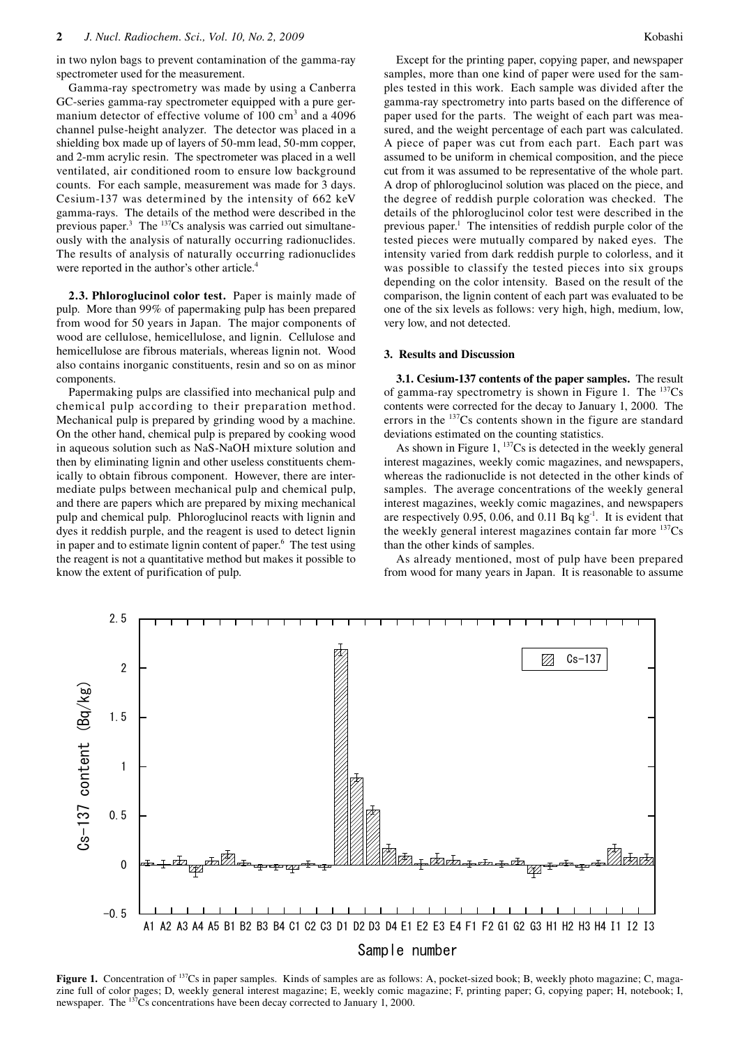in two nylon bags to prevent contamination of the gamma-ray spectrometer used for the measurement.

Gamma-ray spectrometry was made by using a Canberra GC-series gamma-ray spectrometer equipped with a pure germanium detector of effective volume of 100 $cm^3$ and a 4096 channel pulse-height analyzer. The detector was placed in a shielding box made up of layers of 50-mm lead, 50-mm copper, and 2-mm acrylic resin. The spectrometer was placed in a well ventilated, air conditioned room to ensure low background counts. For each sample, measurement was made for 3 days. Cesium-137 was determined by the intensity of 662 keV gamma-rays. The details of the method were described in the previous paper.[3] The $^{137}$Cs analysis was carried out simultaneously with the analysis of naturally occurring radionuclides. The results of analysis of naturally occurring radionuclides were reported in the author's other article.[4]

**2.3. Phloroglucinol color test.** Paper is mainly made of pulp. More than 99% of papermaking pulp has been prepared from wood for 50 years in Japan. The major components of wood are cellulose, hemicellulose, and lignin. Cellulose and hemicellulose are fibrous materials, whereas lignin not. Wood also contains inorganic constituents, resin and so on as minor components.

Papermaking pulps are classified into mechanical pulp and chemical pulp according to their preparation method. Mechanical pulp is prepared by grinding wood by a machine. On the other hand, chemical pulp is prepared by cooking wood in aqueous solution such as NaS-NaOH mixture solution and then by eliminating lignin and other useless constituents chemically to obtain fibrous component. However, there are intermediate pulps between mechanical pulp and chemical pulp, and there are papers which are prepared by mixing mechanical pulp and chemical pulp. Phloroglucinol reacts with lignin and dyes it reddish purple, and the reagent is used to detect lignin in paper and to estimate lignin content of paper.[6] The test using the reagent is not a quantitative method but makes it possible to know the extent of purification of pulp.

Except for the printing paper, copying paper, and newspaper samples, more than one kind of paper were used for the samples tested in this work. Each sample was divided after the gamma-ray spectrometry into parts based on the difference of paper used for the parts. The weight of each part was measured, and the weight percentage of each part was calculated. A piece of paper was cut from each part. Each part was assumed to be uniform in chemical composition, and the piece cut from it was assumed to be representative of the whole part. A drop of phloroglucinol solution was placed on the piece, and the degree of reddish purple coloration was checked. The details of the phloroglucinol color test were described in the previous paper.[1] The intensities of reddish purple color of the tested pieces were mutually compared by naked eyes. The intensity varied from dark reddish purple to colorless, and it was possible to classify the tested pieces into six groups depending on the color intensity. Based on the result of the comparison, the lignin content of each part was evaluated to be one of the six levels as follows: very high, high, medium, low, very low, and not detected.

## 3. Results and Discussion

**3.1. Cesium-137 contents of the paper samples.** The result of gamma-ray spectrometry is shown in Figure 1. The $^{137}$Cs contents were corrected for the decay to January 1, 2000. The errors in the $^{137}$Cs contents shown in the figure are standard deviations estimated on the counting statistics.

As shown in Figure 1, $^{137}$Cs is detected in the weekly general interest magazines, weekly comic magazines, and newspapers, whereas the radionuclide is not detected in the other kinds of samples. The average concentrations of the weekly general interest magazines, weekly comic magazines, and newspapers are respectively 0.95, 0.06, and 0.11 Bq $kg^{-1}$. It is evident that the weekly general interest magazines contain far more $^{137}$Cs than the other kinds of samples.

As already mentioned, most of pulp have been prepared from wood for many years in Japan. It is reasonable to assume

**Figure 1.** Concentration of $^{137}$Cs in paper samples. Kinds of samples are as follows: A, pocket-sized book; B, weekly photo magazine; C, magazine full of color pages; D, weekly general interest magazine; E, weekly comic magazine; F, printing paper; G, copying paper; H, notebook; I, newspaper. The $^{137}$Cs concentrations have been decay corrected to January 1, 2000.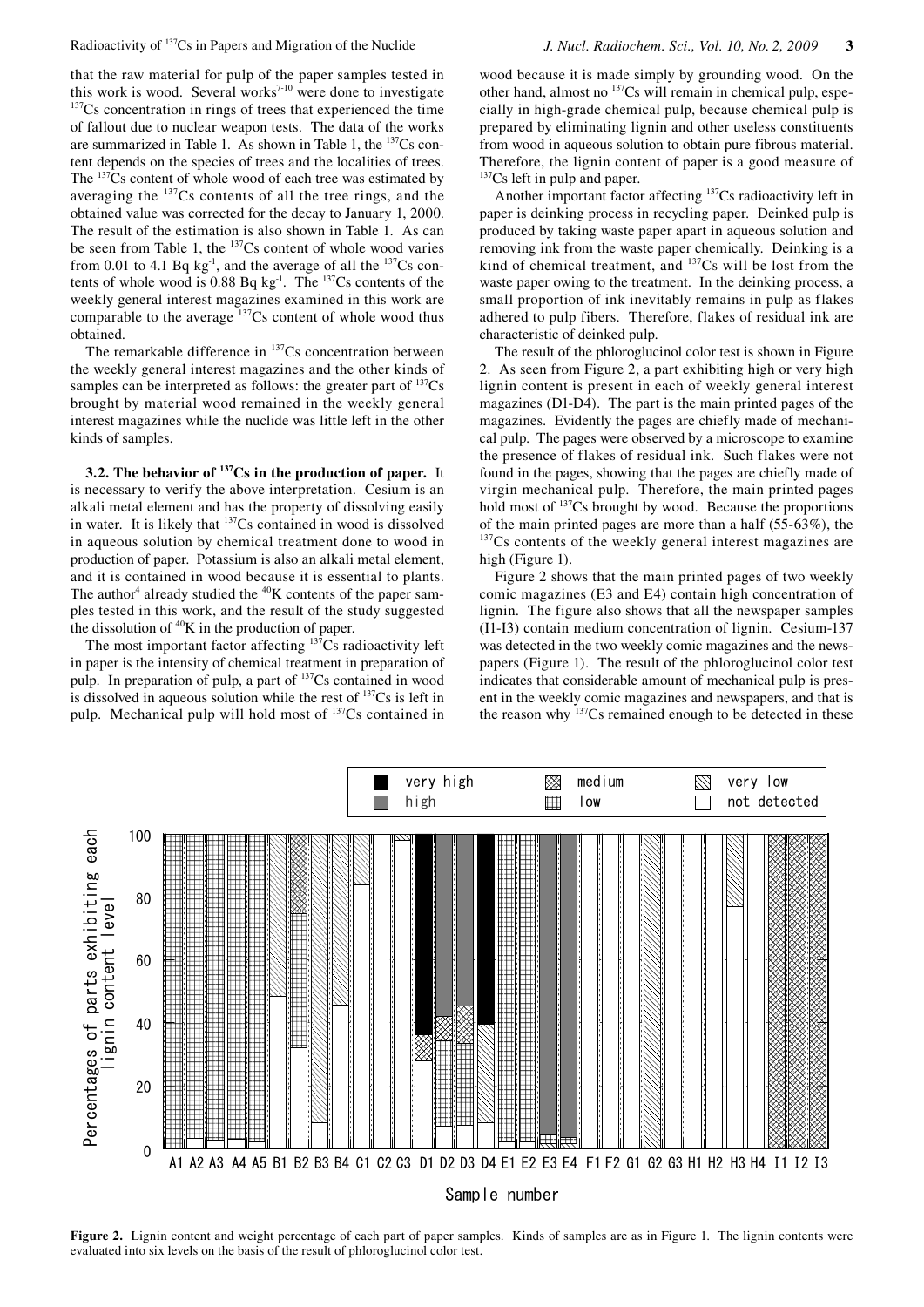that the raw material for pulp of the paper samples tested in this work is wood. Several works[7-10] were done to investigate $^{137}$Cs concentration in rings of trees that experienced the time of fallout due to nuclear weapon tests. The data of the works are summarized in Table 1. As shown in Table 1, the $^{137}$Cs content depends on the species of trees and the localities of trees. The $^{137}$Cs content of whole wood of each tree was estimated by averaging the $^{137}$Cs contents of all the tree rings, and the obtained value was corrected for the decay to January 1, 2000. The result of the estimation is also shown in Table 1. As can be seen from Table 1, the $^{137}$Cs content of whole wood varies from 0.01 to 4.1 Bq kg$^{-1}$, and the average of all the $^{137}$Cs contents of whole wood is 0.88 Bq kg$^{-1}$. The $^{137}$Cs contents of the weekly general interest magazines examined in this work are comparable to the average $^{137}$Cs content of whole wood thus obtained.

The remarkable difference in $^{137}$Cs concentration between the weekly general interest magazines and the other kinds of samples can be interpreted as follows: the greater part of $^{137}$Cs brought by material wood remained in the weekly general interest magazines while the nuclide was little left in the other kinds of samples.

**3.2. The behavior of $^{137}$Cs in the production of paper.** It is necessary to verify the above interpretation. Cesium is an alkali metal element and has the property of dissolving easily in water. It is likely that $^{137}$Cs contained in wood is dissolved in aqueous solution by chemical treatment done to wood in production of paper. Potassium is also an alkali metal element, and it is contained in wood because it is essential to plants. The author[4] already studied the $^{40}$K contents of the paper samples tested in this work, and the result of the study suggested the dissolution of $^{40}$K in the production of paper.

The most important factor affecting $^{137}$Cs radioactivity left in paper is the intensity of chemical treatment in preparation of pulp. In preparation of pulp, a part of $^{137}$Cs contained in wood is dissolved in aqueous solution while the rest of $^{137}$Cs is left in pulp. Mechanical pulp will hold most of $^{137}$Cs contained in wood because it is made simply by grounding wood. On the other hand, almost no $^{137}$Cs will remain in chemical pulp, especially in high-grade chemical pulp, because chemical pulp is prepared by eliminating lignin and other useless constituents from wood in aqueous solution to obtain pure fibrous material. Therefore, the lignin content of paper is a good measure of $^{137}$Cs left in pulp and paper.

Another important factor affecting $^{137}$Cs radioactivity left in paper is deinking process in recycling paper. Deinked pulp is produced by taking waste paper apart in aqueous solution and removing ink from the waste paper chemically. Deinking is a kind of chemical treatment, and $^{137}$Cs will be lost from the waste paper owing to the treatment. In the deinking process, a small proportion of ink inevitably remains in pulp as flakes adhered to pulp fibers. Therefore, flakes of residual ink are characteristic of deinked pulp.

The result of the phloroglucinol color test is shown in Figure 2. As seen from Figure 2, a part exhibiting high or very high lignin content is present in each of weekly general interest magazines (D1-D4). The part is the main printed pages of the magazines. Evidently the pages are chiefly made of mechanical pulp. The pages were observed by a microscope to examine the presence of flakes of residual ink. Such flakes were not found in the pages, showing that the pages are chiefly made of virgin mechanical pulp. Therefore, the main printed pages hold most of $^{137}$Cs brought by wood. Because the proportions of the main printed pages are more than a half (55-63%), the $^{137}$Cs contents of the weekly general interest magazines are high (Figure 1).

Figure 2 shows that the main printed pages of two weekly comic magazines (E3 and E4) contain high concentration of lignin. The figure also shows that all the newspaper samples (I1-I3) contain medium concentration of lignin. Cesium-137 was detected in the two weekly comic magazines and the newspapers (Figure 1). The result of the phloroglucinol color test indicates that considerable amount of mechanical pulp is present in the weekly comic magazines and newspapers, and that is the reason why $^{137}$Cs remained enough to be detected in these

**Figure 2.** Lignin content and weight percentage of each part of paper samples. Kinds of samples are as in Figure 1. The lignin contents were evaluated into six levels on the basis of the result of phloroglucinol color test.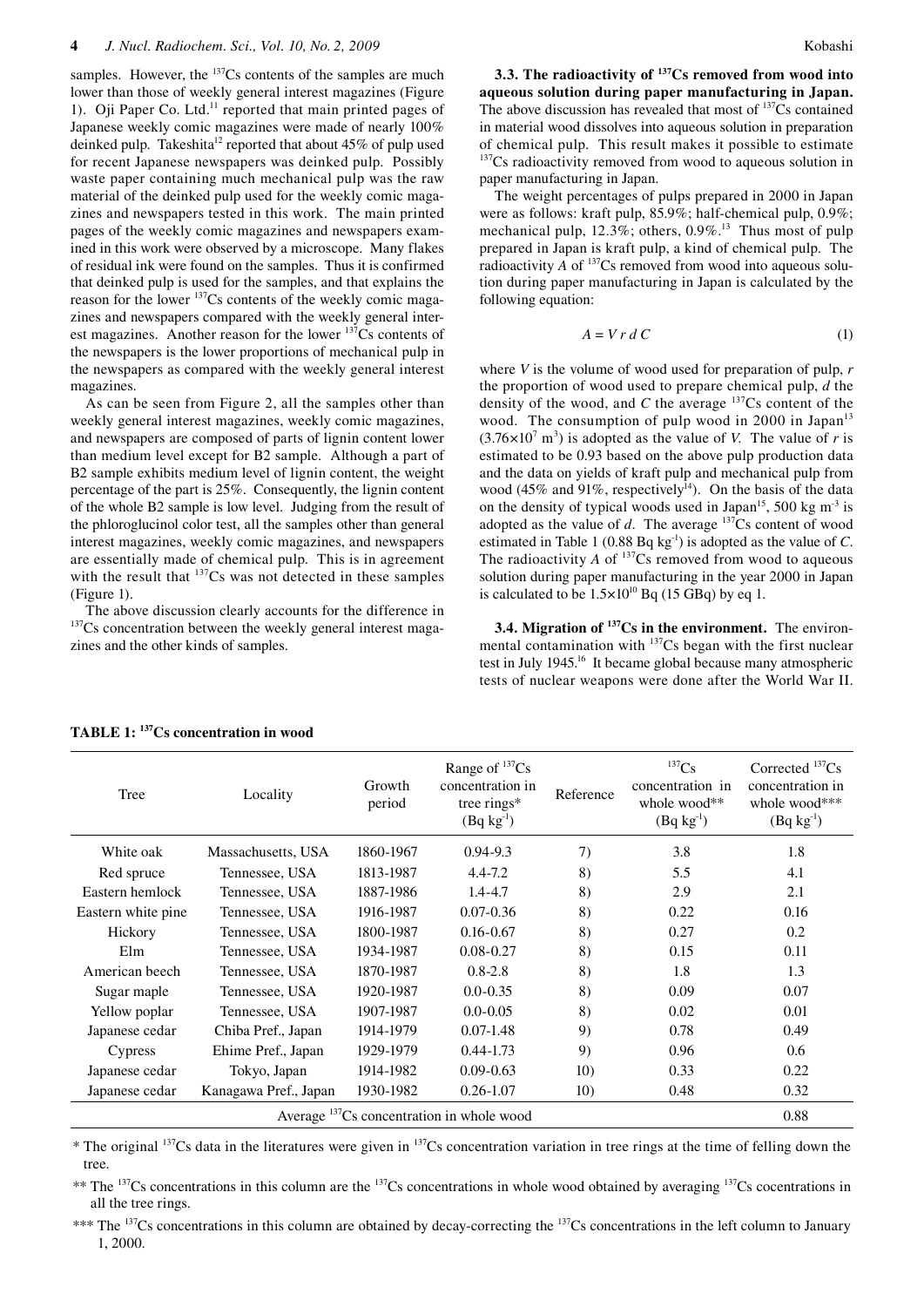samples. However, the $^{137}$Cs contents of the samples are much lower than those of weekly general interest magazines (Figure 1). Oji Paper Co. Ltd.[11] reported that main printed pages of Japanese weekly comic magazines were made of nearly 100% deinked pulp. Takeshita[12] reported that about 45% of pulp used for recent Japanese newspapers was deinked pulp. Possibly waste paper containing much mechanical pulp was the raw material of the deinked pulp used for the weekly comic magazines and newspapers tested in this work. The main printed pages of the weekly comic magazines and newspapers examined in this work were observed by a microscope. Many flakes of residual ink were found on the samples. Thus it is confirmed that deinked pulp is used for the samples, and that explains the reason for the lower $^{137}$Cs contents of the weekly comic magazines and newspapers compared with the weekly general interest magazines. Another reason for the lower $^{137}$Cs contents of the newspapers is the lower proportions of mechanical pulp in the newspapers as compared with the weekly general interest magazines.

As can be seen from Figure 2, all the samples other than weekly general interest magazines, weekly comic magazines, and newspapers are composed of parts of lignin content lower than medium level except for B2 sample. Although a part of B2 sample exhibits medium level of lignin content, the weight percentage of the part is 25%. Consequently, the lignin content of the whole B2 sample is low level. Judging from the result of the phloroglucinol color test, all the samples other than general interest magazines, weekly comic magazines, and newspapers are essentially made of chemical pulp. This is in agreement with the result that $^{137}$Cs was not detected in these samples (Figure 1).

The above discussion clearly accounts for the difference in $^{137}$Cs concentration between the weekly general interest magazines and the other kinds of samples.

**3.3. The radioactivity of $^{137}$Cs removed from wood into aqueous solution during paper manufacturing in Japan.** The above discussion has revealed that most of $^{137}$Cs contained in material wood dissolves into aqueous solution in preparation of chemical pulp. This result makes it possible to estimate $^{137}$Cs radioactivity removed from wood to aqueous solution in paper manufacturing in Japan.

The weight percentages of pulps prepared in 2000 in Japan were as follows: kraft pulp, 85.9%; half-chemical pulp, 0.9%; mechanical pulp, 12.3%; others, 0.9%.[13] Thus most of pulp prepared in Japan is kraft pulp, a kind of chemical pulp. The radioactivity $A$ of $^{137}$Cs removed from wood into aqueous solution during paper manufacturing in Japan is calculated by the following equation:

$$A = V\,r\,d\,C \tag{1}$$

where $V$ is the volume of wood used for preparation of pulp, $r$ the proportion of wood used to prepare chemical pulp, $d$ the density of the wood, and $C$ the average $^{137}$Cs content of the wood. The consumption of pulp wood in 2000 in Japan[13] ($3.76\times10^{7}$ m$^3$) is adopted as the value of $V$. The value of $r$ is estimated to be 0.93 based on the above pulp production data and the data on yields of kraft pulp and mechanical pulp from wood (45% and 91%, respectively[14]). On the basis of the data on the density of typical woods used in Japan[15], 500 kg m$^{-3}$ is adopted as the value of $d$. The average $^{137}$Cs content of wood estimated in Table 1 (0.88 Bq kg$^{-1}$) is adopted as the value of $C$. The radioactivity $A$ of $^{137}$Cs removed from wood to aqueous solution during paper manufacturing in the year 2000 in Japan is calculated to be $1.5\times10^{10}$ Bq (15 GBq) by eq 1.

**3.4. Migration of $^{137}$Cs in the environment.** The environmental contamination with $^{137}$Cs began with the first nuclear test in July 1945.[16] It became global because many atmospheric tests of nuclear weapons were done after the World War II.

**TABLE 1: $^{137}$Cs concentration in wood**

| Tree | Locality | Growth period | Range of $^{137}$Cs concentration in tree rings* (Bq kg$^{-1}$) | Reference | $^{137}$Cs concentration in whole wood** (Bq kg$^{-1}$) | Corrected $^{137}$Cs concentration in whole wood*** (Bq kg$^{-1}$) |
|---|---|---|---|---|---|---|
| White oak | Massachusetts, USA | 1860-1967 | 0.94-9.3 | 7) | 3.8 | 1.8 |
| Red spruce | Tennessee, USA | 1813-1987 | 4.4-7.2 | 8) | 5.5 | 4.1 |
| Eastern hemlock | Tennessee, USA | 1887-1986 | 1.4-4.7 | 8) | 2.9 | 2.1 |
| Eastern white pine | Tennessee, USA | 1916-1987 | 0.07-0.36 | 8) | 0.22 | 0.16 |
| Hickory | Tennessee, USA | 1800-1987 | 0.16-0.67 | 8) | 0.27 | 0.2 |
| Elm | Tennessee, USA | 1934-1987 | 0.08-0.27 | 8) | 0.15 | 0.11 |
| American beech | Tennessee, USA | 1870-1987 | 0.8-2.8 | 8) | 1.8 | 1.3 |
| Sugar maple | Tennessee, USA | 1920-1987 | 0.0-0.35 | 8) | 0.09 | 0.07 |
| Yellow poplar | Tennessee, USA | 1907-1987 | 0.0-0.05 | 8) | 0.02 | 0.01 |
| Japanese cedar | Chiba Pref., Japan | 1914-1979 | 0.07-1.48 | 9) | 0.78 | 0.49 |
| Cypress | Ehime Pref., Japan | 1929-1979 | 0.44-1.73 | 9) | 0.96 | 0.6 |
| Japanese cedar | Tokyo, Japan | 1914-1982 | 0.09-0.63 | 10) | 0.33 | 0.22 |
| Japanese cedar | Kanagawa Pref., Japan | 1930-1982 | 0.26-1.07 | 10) | 0.48 | 0.32 |
| Average $^{137}$Cs concentration in whole wood | | | | | | 0.88 |

\* The original $^{137}$Cs data in the literatures were given in $^{137}$Cs concentration variation in tree rings at the time of felling down the tree.

\*\* The $^{137}$Cs concentrations in this column are the $^{137}$Cs concentrations in whole wood obtained by averaging $^{137}$Cs cocentrations in all the tree rings.

\*\*\* The $^{137}$Cs concentrations in this column are obtained by decay-correcting the $^{137}$Cs concentrations in the left column to January 1, 2000.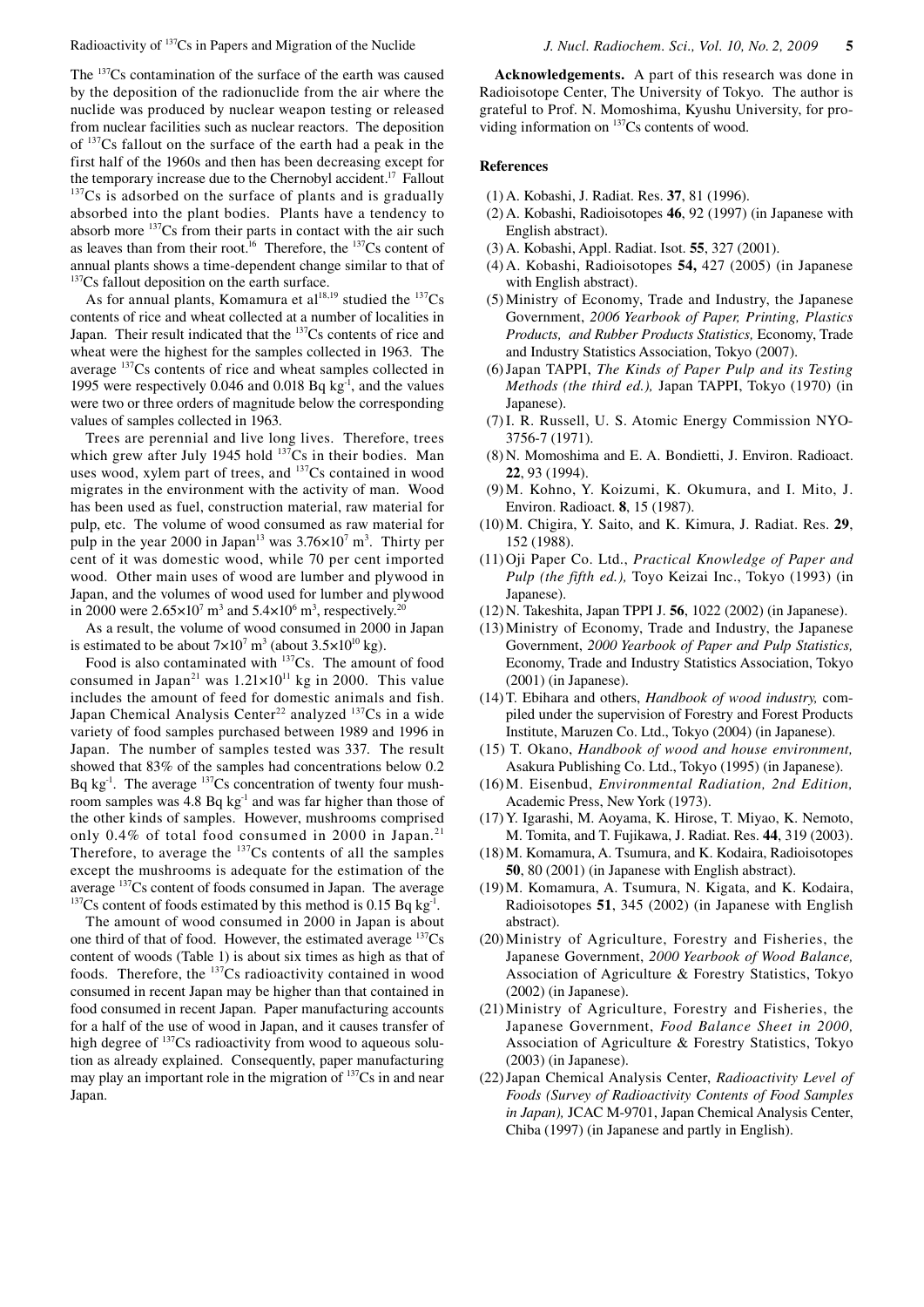The $^{137}Cs$ contamination of the surface of the earth was caused by the deposition of the radionuclide from the air where the nuclide was produced by nuclear weapon testing or released from nuclear facilities such as nuclear reactors. The deposition of $^{137}Cs$ fallout on the surface of the earth had a peak in the first half of the 1960s and then has been decreasing except for the temporary increase due to the Chernobyl accident.[17] Fallout $^{137}Cs$ is adsorbed on the surface of plants and is gradually absorbed into the plant bodies. Plants have a tendency to absorb more $^{137}Cs$ from their parts in contact with the air such as leaves than from their root.[16] Therefore, the $^{137}Cs$ content of annual plants shows a time-dependent change similar to that of $^{137}Cs$ fallout deposition on the earth surface.

As for annual plants, Komamura et al[18,19] studied the $^{137}Cs$ contents of rice and wheat collected at a number of localities in Japan. Their result indicated that the $^{137}Cs$ contents of rice and wheat were the highest for the samples collected in 1963. The average $^{137}Cs$ contents of rice and wheat samples collected in 1995 were respectively 0.046 and 0.018 Bq $kg^{-1}$, and the values were two or three orders of magnitude below the corresponding values of samples collected in 1963.

Trees are perennial and live long lives. Therefore, trees which grew after July 1945 hold $^{137}Cs$ in their bodies. Man uses wood, xylem part of trees, and $^{137}Cs$ contained in wood migrates in the environment with the activity of man. Wood has been used as fuel, construction material, raw material for pulp, etc. The volume of wood consumed as raw material for pulp in the year 2000 in Japan[13] was $3.76 \times 10^7$ $m^3$. Thirty per cent of it was domestic wood, while 70 per cent imported wood. Other main uses of wood are lumber and plywood in Japan, and the volumes of wood used for lumber and plywood in 2000 were $2.65 \times 10^7$ $m^3$ and $5.4 \times 10^6$ $m^3$, respectively.[20]

As a result, the volume of wood consumed in 2000 in Japan is estimated to be about $7 \times 10^7$ $m^3$ (about $3.5 \times 10^{10}$ kg).

Food is also contaminated with $^{137}Cs$. The amount of food consumed in Japan[21] was $1.21 \times 10^{11}$ kg in 2000. This value includes the amount of feed for domestic animals and fish. Japan Chemical Analysis Center[22] analyzed $^{137}Cs$ in a wide variety of food samples purchased between 1989 and 1996 in Japan. The number of samples tested was 337. The result showed that 83% of the samples had concentrations below 0.2 Bq $kg^{-1}$. The average $^{137}Cs$ concentration of twenty four mushroom samples was 4.8 Bq $kg^{-1}$ and was far higher than those of the other kinds of samples. However, mushrooms comprised only 0.4% of total food consumed in 2000 in Japan.[21] Therefore, to average the $^{137}Cs$ contents of all the samples except the mushrooms is adequate for the estimation of the average $^{137}Cs$ content of foods consumed in Japan. The average $^{137}Cs$ content of foods estimated by this method is 0.15 Bq $kg^{-1}$.

The amount of wood consumed in 2000 in Japan is about one third of that of food. However, the estimated average $^{137}Cs$ content of woods (Table 1) is about six times as high as that of foods. Therefore, the $^{137}Cs$ radioactivity contained in wood consumed in recent Japan may be higher than that contained in food consumed in recent Japan. Paper manufacturing accounts for a half of the use of wood in Japan, and it causes transfer of high degree of $^{137}Cs$ radioactivity from wood to aqueous solution as already explained. Consequently, paper manufacturing may play an important role in the migration of $^{137}Cs$ in and near Japan.

**Acknowledgements.** A part of this research was done in Radioisotope Center, The University of Tokyo. The author is grateful to Prof. N. Momoshima, Kyushu University, for providing information on $^{137}Cs$ contents of wood.

## References

(1) A. Kobashi, J. Radiat. Res. **37**, 81 (1996).

(2) A. Kobashi, Radioisotopes **46**, 92 (1997) (in Japanese with English abstract).

(3) A. Kobashi, Appl. Radiat. Isot. **55**, 327 (2001).

(4) A. Kobashi, Radioisotopes **54,** 427 (2005) (in Japanese with English abstract).

(5) Ministry of Economy, Trade and Industry, the Japanese Government, *2006 Yearbook of Paper, Printing, Plastics Products, and Rubber Products Statistics,* Economy, Trade and Industry Statistics Association, Tokyo (2007).

(6) Japan TAPPI, *The Kinds of Paper Pulp and its Testing Methods (the third ed.),* Japan TAPPI, Tokyo (1970) (in Japanese).

(7) I. R. Russell, U. S. Atomic Energy Commission NYO-3756-7 (1971).

(8) N. Momoshima and E. A. Bondietti, J. Environ. Radioact. **22**, 93 (1994).

(9) M. Kohno, Y. Koizumi, K. Okumura, and I. Mito, J. Environ. Radioact. **8**, 15 (1987).

(10) M. Chigira, Y. Saito, and K. Kimura, J. Radiat. Res. **29**, 152 (1988).

(11) Oji Paper Co. Ltd., *Practical Knowledge of Paper and Pulp (the fifth ed.),* Toyo Keizai Inc., Tokyo (1993) (in Japanese).

(12) N. Takeshita, Japan TPPI J. **56**, 1022 (2002) (in Japanese).

(13) Ministry of Economy, Trade and Industry, the Japanese Government, *2000 Yearbook of Paper and Pulp Statistics,* Economy, Trade and Industry Statistics Association, Tokyo (2001) (in Japanese).

(14) T. Ebihara and others, *Handbook of wood industry,* compiled under the supervision of Forestry and Forest Products Institute, Maruzen Co. Ltd., Tokyo (2004) (in Japanese).

(15) T. Okano, *Handbook of wood and house environment,* Asakura Publishing Co. Ltd., Tokyo (1995) (in Japanese).

(16) M. Eisenbud, *Environmental Radiation, 2nd Edition,* Academic Press, New York (1973).

(17) Y. Igarashi, M. Aoyama, K. Hirose, T. Miyao, K. Nemoto, M. Tomita, and T. Fujikawa, J. Radiat. Res. **44**, 319 (2003).

(18) M. Komamura, A. Tsumura, and K. Kodaira, Radioisotopes **50**, 80 (2001) (in Japanese with English abstract).

(19) M. Komamura, A. Tsumura, N. Kigata, and K. Kodaira, Radioisotopes **51**, 345 (2002) (in Japanese with English abstract).

(20) Ministry of Agriculture, Forestry and Fisheries, the Japanese Government, *2000 Yearbook of Wood Balance,* Association of Agriculture & Forestry Statistics, Tokyo (2002) (in Japanese).

(21) Ministry of Agriculture, Forestry and Fisheries, the Japanese Government, *Food Balance Sheet in 2000,* Association of Agriculture & Forestry Statistics, Tokyo (2003) (in Japanese).

(22) Japan Chemical Analysis Center, *Radioactivity Level of Foods (Survey of Radioactivity Contents of Food Samples in Japan),* JCAC M-9701, Japan Chemical Analysis Center, Chiba (1997) (in Japanese and partly in English).